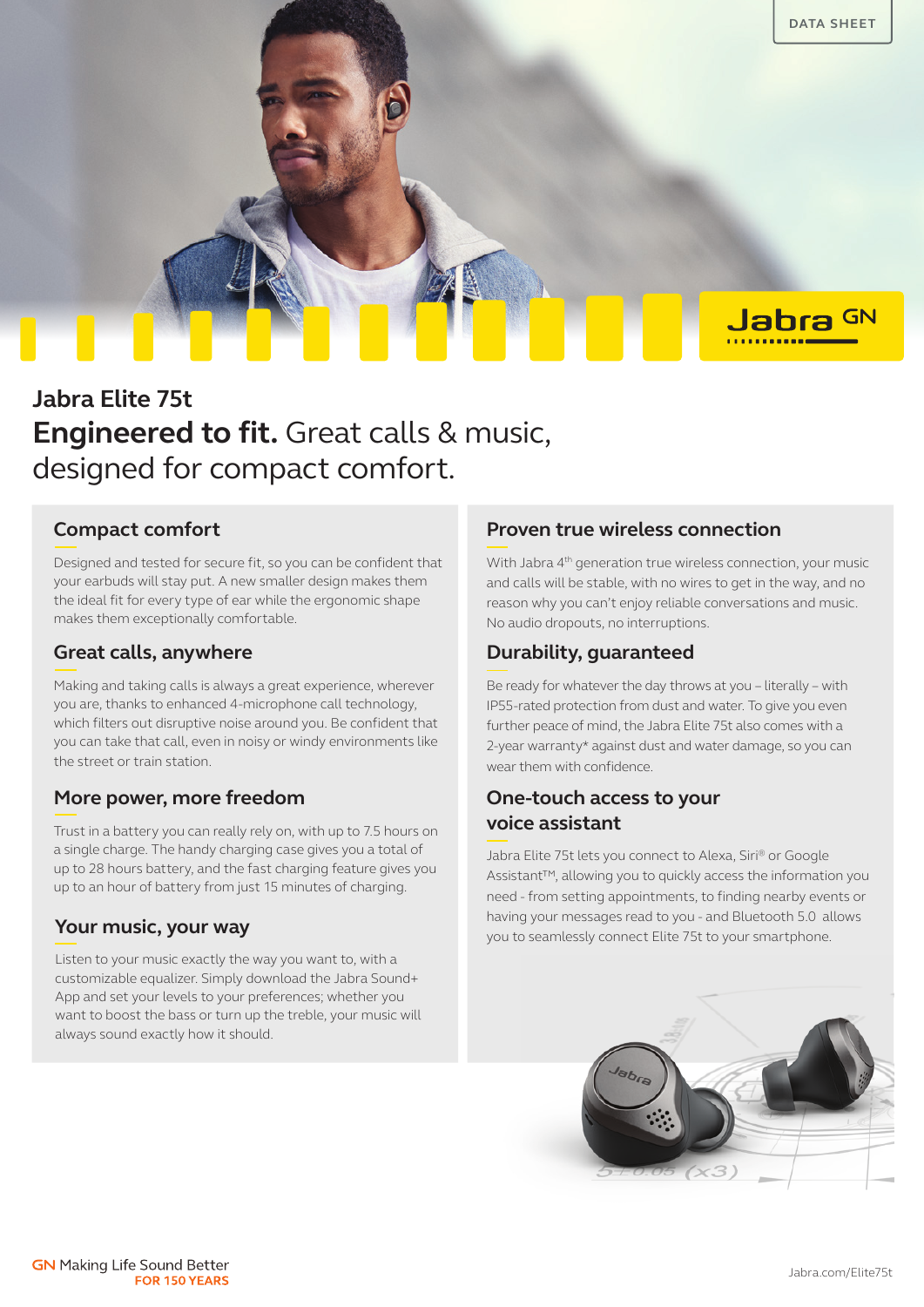DATA SHEET

# Jabra Elite 75t

## **Engineered to fit.** Great calls & music, designed for compact comfort.

### Compact comfort

Designed and tested for secure fit, so you can be confident that your earbuds will stay put. A new smaller design makes them the ideal fit for every type of ear while the ergonomic shape makes them exceptionally comfortable.

### Great calls, anywhere

Making and taking calls is always a great experience, wherever you are, thanks to enhanced 4-microphone call technology, which filters out disruptive noise around you. Be confident that you can take that call, even in noisy or windy environments like the street or train station.

### More power, more freedom

Trust in a battery you can really rely on, with up to 7.5 hours on a single charge. The handy charging case gives you a total of up to 28 hours battery, and the fast charging feature gives you up to an hour of battery from just 15 minutes of charging.

### Your music, your way

Listen to your music exactly the way you want to, with a customizable equalizer. Simply download the Jabra Sound+ App and set your levels to your preferences; whether you want to boost the bass or turn up the treble, your music will always sound exactly how it should.

### Proven true wireless connection

With Jabra 4th generation true wireless connection, your music and calls will be stable, with no wires to get in the way, and no reason why you can't enjoy reliable conversations and music. No audio dropouts, no interruptions.

### Durability, guaranteed

Be ready for whatever the day throws at you – literally – with IP55-rated protection from dust and water. To give you even further peace of mind, the Jabra Elite 75t also comes with a 2-year warranty* against dust and water damage, so you can wear them with confidence.

### One-touch access to your voice assistant

Jabra Elite 75t lets you connect to Alexa, Siri® or Google Assistant™, allowing you to quickly access the information you need - from setting appointments, to finding nearby events or having your messages read to you - and Bluetooth 5.0 allows you to seamlessly connect Elite 75t to your smartphone.

GN Making Life Sound Better FOR 150 YEARS

Jabra.com/Elite75t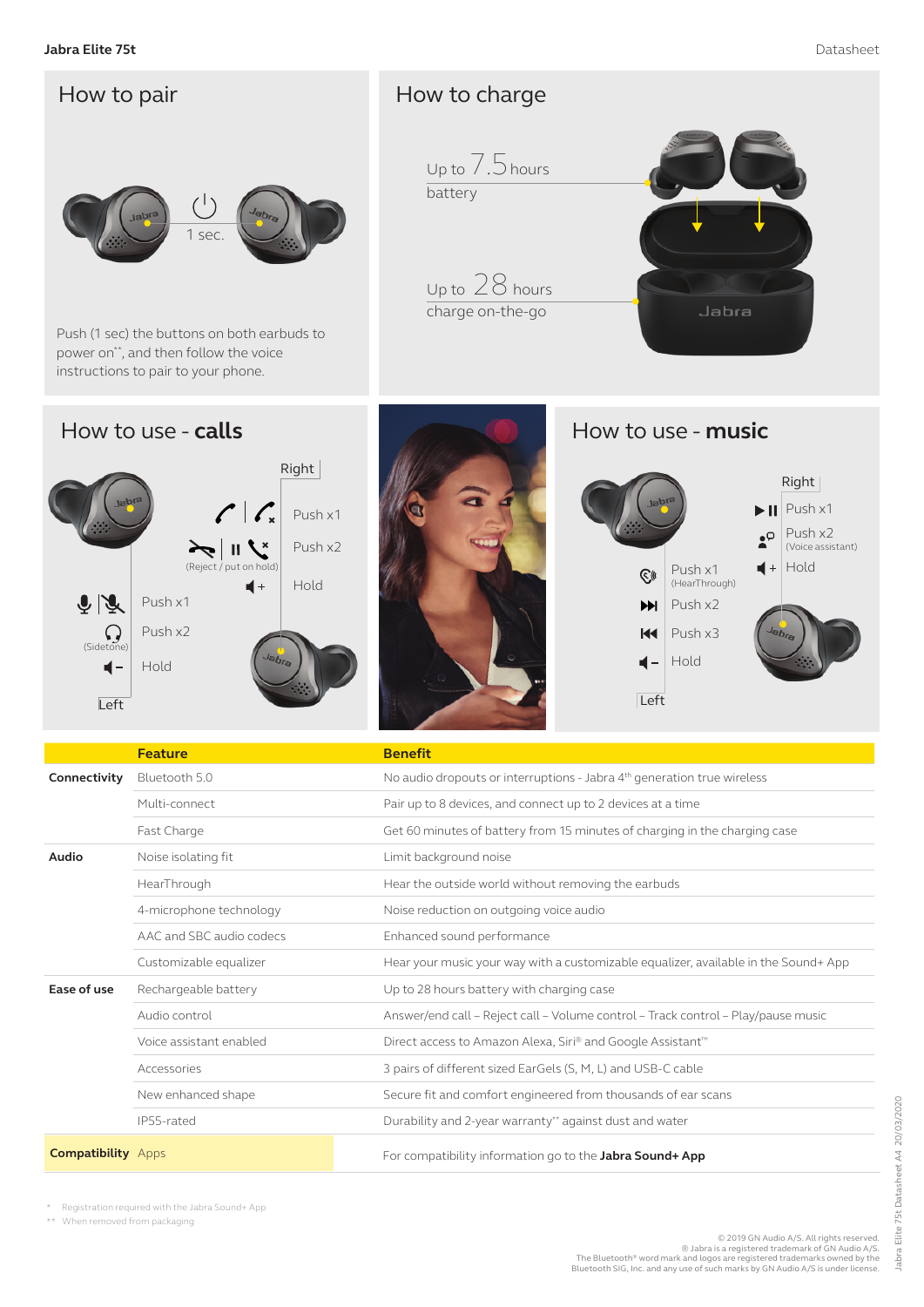## How to pair

1 sec.

Push (1 sec) the buttons on both earbuds to power on**, and then follow the voice instructions to pair to your phone.

## How to charge

Up to 7.5 hours battery

Up to 28 hours charge on-the-go

## How to use - **calls**

Right

Push x1

Push x2

(Reject / put on hold)

Hold

Push x1

Push x2

(Sidetone)

Hold

Left

## How to use - **music**

Right

Push x1

Push x2
(Voice assistant)

Hold

Push x1
(HearThrough)

Push x2

Push x3

Hold

Left

| | Feature | Benefit |
|---|---|---|
| **Connectivity** | Bluetooth 5.0 | No audio dropouts or interruptions - Jabra 4th generation true wireless |
| | Multi-connect | Pair up to 8 devices, and connect up to 2 devices at a time |
| | Fast Charge | Get 60 minutes of battery from 15 minutes of charging in the charging case |
| **Audio** | Noise isolating fit | Limit background noise |
| | HearThrough | Hear the outside world without removing the earbuds |
| | 4-microphone technology | Noise reduction on outgoing voice audio |
| | AAC and SBC audio codecs | Enhanced sound performance |
| | Customizable equalizer | Hear your music your way with a customizable equalizer, available in the Sound+ App |
| **Ease of use** | Rechargeable battery | Up to 28 hours battery with charging case |
| | Audio control | Answer/end call – Reject call – Volume control – Track control – Play/pause music |
| | Voice assistant enabled | Direct access to Amazon Alexa, Siri® and Google Assistant™ |
| | Accessories | 3 pairs of different sized EarGels (S, M, L) and USB-C cable |
| | New enhanced shape | Secure fit and comfort engineered from thousands of ear scans |
| | IP55-rated | Durability and 2-year warranty* against dust and water |
| **Compatibility** | Apps | For compatibility information go to the **Jabra Sound+ App** |

\* Registration required with the Jabra Sound+ App

** When removed from packaging

© 2019 GN Audio A/S. All rights reserved.
® Jabra is a registered trademark of GN Audio A/S.
The Bluetooth® word mark and logos are registered trademarks owned by the Bluetooth SIG, Inc. and any use of such marks by GN Audio A/S is under license.

Jabra Elite 75t Datasheet A4 20/03/2020